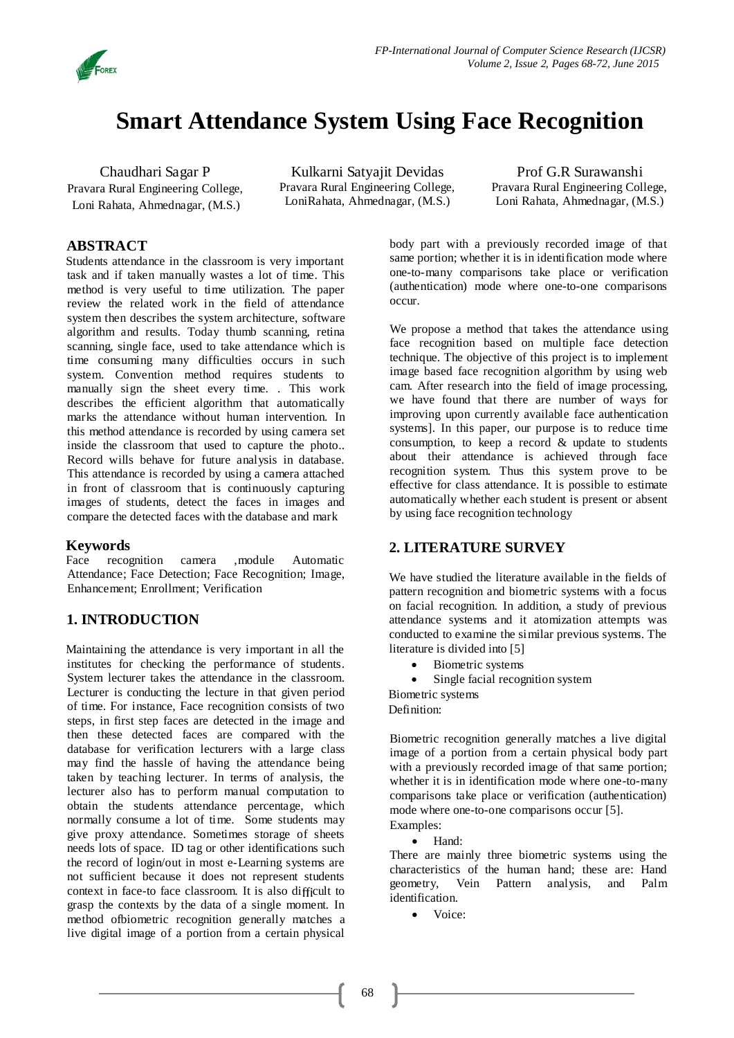// Smart Attendance System Using Face Recognition

Chaudhari Sagar P
Pravara Rural Engineering College, Loni Rahata, Ahmednagar, (M.S.)

Kulkarni Satyajit Devidas
Pravara Rural Engineering College, LoniRahata, Ahmednagar, (M.S.)

Prof G.R Surawanshi
Pravara Rural Engineering College, Loni Rahata, Ahmednagar, (M.S.)

## ABSTRACT

Students attendance in the classroom is very important task and if taken manually wastes a lot of time. This method is very useful to time utilization. The paper review the related work in the field of attendance system then describes the system architecture, software algorithm and results. Today thumb scanning, retina scanning, single face, used to take attendance which is time consuming many difficulties occurs in such system. Convention method requires students to manually sign the sheet every time. . This work describes the efficient algorithm that automatically marks the attendance without human intervention. In this method attendance is recorded by using camera set inside the classroom that used to capture the photo.. Record wills behave for future analysis in database. This attendance is recorded by using a camera attached in front of classroom that is continuously capturing images of students, detect the faces in images and compare the detected faces with the database and mark

## Keywords

Face recognition camera ,module Automatic Attendance; Face Detection; Face Recognition; Image, Enhancement; Enrollment; Verification

## 1. INTRODUCTION

Maintaining the attendance is very important in all the institutes for checking the performance of students. System lecturer takes the attendance in the classroom. Lecturer is conducting the lecture in that given period of time. For instance, Face recognition consists of two steps, in first step faces are detected in the image and then these detected faces are compared with the database for verification lecturers with a large class may find the hassle of having the attendance being taken by teaching lecturer. In terms of analysis, the lecturer also has to perform manual computation to obtain the students attendance percentage, which normally consume a lot of time. Some students may give proxy attendance. Sometimes storage of sheets needs lots of space. ID tag or other identifications such the record of login/out in most e-Learning systems are not sufficient because it does not represent students context in face-to face classroom. It is also difficult to grasp the contexts by the data of a single moment. In method ofbiometric recognition generally matches a live digital image of a portion from a certain physical body part with a previously recorded image of that same portion; whether it is in identification mode where one-to-many comparisons take place or verification (authentication) mode where one-to-one comparisons occur.

We propose a method that takes the attendance using face recognition based on multiple face detection technique. The objective of this project is to implement image based face recognition algorithm by using web cam. After research into the field of image processing, we have found that there are number of ways for improving upon currently available face authentication systems]. In this paper, our purpose is to reduce time consumption, to keep a record & update to students about their attendance is achieved through face recognition system. Thus this system prove to be effective for class attendance. It is possible to estimate automatically whether each student is present or absent by using face recognition technology

## 2. LITERATURE SURVEY

We have studied the literature available in the fields of pattern recognition and biometric systems with a focus on facial recognition. In addition, a study of previous attendance systems and it atomization attempts was conducted to examine the similar previous systems. The literature is divided into [5]

- Biometric systems
- Single facial recognition system

Biometric systems
Definition:

Biometric recognition generally matches a live digital image of a portion from a certain physical body part with a previously recorded image of that same portion; whether it is in identification mode where one-to-many comparisons take place or verification (authentication) mode where one-to-one comparisons occur [5].

Examples:

- Hand:

There are mainly three biometric systems using the characteristics of the human hand; these are: Hand geometry, Vein Pattern analysis, and Palm identification.

- Voice: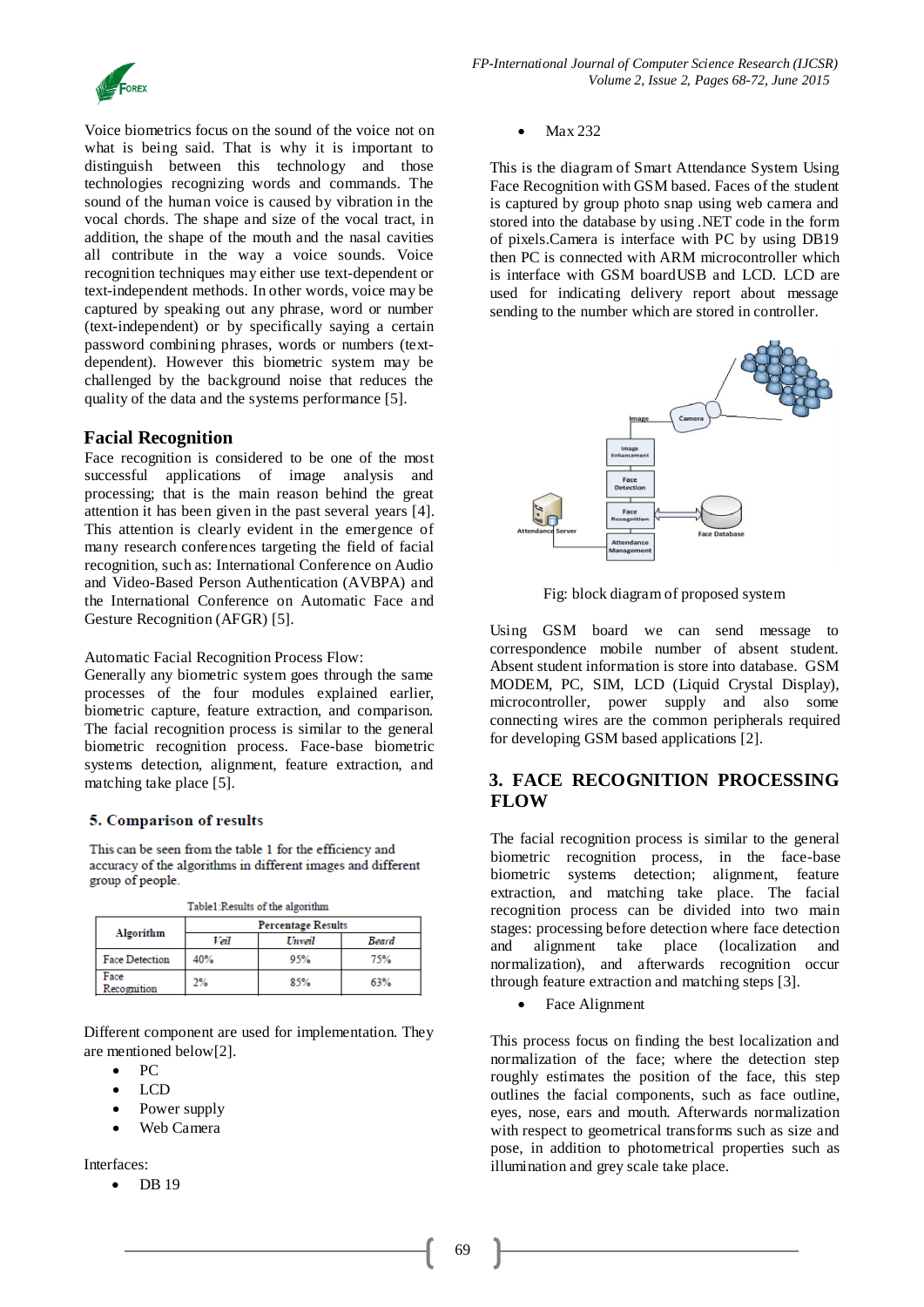Voice biometrics focus on the sound of the voice not on what is being said. That is why it is important to distinguish between this technology and those technologies recognizing words and commands. The sound of the human voice is caused by vibration in the vocal chords. The shape and size of the vocal tract, in addition, the shape of the mouth and the nasal cavities all contribute in the way a voice sounds. Voice recognition techniques may either use text-dependent or text-independent methods. In other words, voice may be captured by speaking out any phrase, word or number (text-independent) or by specifically saying a certain password combining phrases, words or numbers (text-dependent). However this biometric system may be challenged by the background noise that reduces the quality of the data and the systems performance [5].

## Facial Recognition

Face recognition is considered to be one of the most successful applications of image analysis and processing; that is the main reason behind the great attention it has been given in the past several years [4]. This attention is clearly evident in the emergence of many research conferences targeting the field of facial recognition, such as: International Conference on Audio and Video-Based Person Authentication (AVBPA) and the International Conference on Automatic Face and Gesture Recognition (AFGR) [5].

Automatic Facial Recognition Process Flow:
Generally any biometric system goes through the same processes of the four modules explained earlier, biometric capture, feature extraction, and comparison. The facial recognition process is similar to the general biometric recognition process. Face-base biometric systems detection, alignment, feature extraction, and matching take place [5].

### 5. Comparison of results

This can be seen from the table 1 for the efficiency and accuracy of the algorithms in different images and different group of people.

Table1:Results of the algorithm

| Algorithm | Percentage Results | | |
|---|---|---|---|
| | *Veil* | *Unveil* | *Beard* |
| Face Detection | 40% | 95% | 75% |
| Face Recognition | 2% | 85% | 63% |

Different component are used for implementation. They are mentioned below[2].

- PC
- LCD
- Power supply
- Web Camera

Interfaces:

- DB 19
- Max 232

This is the diagram of Smart Attendance System Using Face Recognition with GSM based. Faces of the student is captured by group photo snap using web camera and stored into the database by using .NET code in the form of pixels.Camera is interface with PC by using DB19 then PC is connected with ARM microcontroller which is interface with GSM boardUSB and LCD. LCD are used for indicating delivery report about message sending to the number which are stored in controller.

Fig: block diagram of proposed system

Using GSM board we can send message to correspondence mobile number of absent student. Absent student information is store into database. GSM MODEM, PC, SIM, LCD (Liquid Crystal Display), microcontroller, power supply and also some connecting wires are the common peripherals required for developing GSM based applications [2].

## 3. FACE RECOGNITION PROCESSING FLOW

The facial recognition process is similar to the general biometric recognition process, in the face-base biometric systems detection; alignment, feature extraction, and matching take place. The facial recognition process can be divided into two main stages: processing before detection where face detection and alignment take place (localization and normalization), and afterwards recognition occur through feature extraction and matching steps [3].

- Face Alignment

This process focus on finding the best localization and normalization of the face; where the detection step roughly estimates the position of the face, this step outlines the facial components, such as face outline, eyes, nose, ears and mouth. Afterwards normalization with respect to geometrical transforms such as size and pose, in addition to photometrical properties such as illumination and grey scale take place.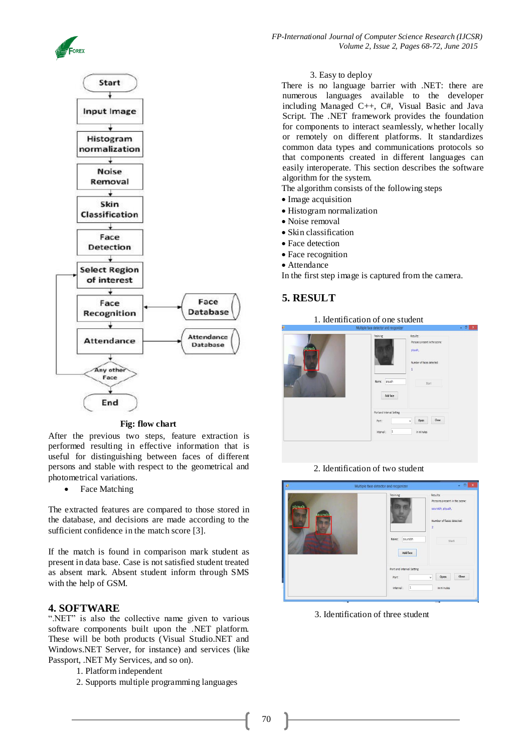Fig: flow chart

After the previous two steps, feature extraction is performed resulting in effective information that is useful for distinguishing between faces of different persons and stable with respect to the geometrical and photometrical variations.

- Face Matching

The extracted features are compared to those stored in the database, and decisions are made according to the sufficient confidence in the match score [3].

If the match is found in comparison mark student as present in data base. Case is not satisfied student treated as absent mark. Absent student inform through SMS with the help of GSM.

## 4. SOFTWARE

".NET" is also the collective name given to various software components built upon the .NET platform. These will be both products (Visual Studio.NET and Windows.NET Server, for instance) and services (like Passport, .NET My Services, and so on).

1. Platform independent
2. Supports multiple programming languages
3. Easy to deploy

There is no language barrier with .NET: there are numerous languages available to the developer including Managed C++, C#, Visual Basic and Java Script. The .NET framework provides the foundation for components to interact seamlessly, whether locally or remotely on different platforms. It standardizes common data types and communications protocols so that components created in different languages can easily interoperate. This section describes the software algorithm for the system.

The algorithm consists of the following steps

- Image acquisition
- Histogram normalization
- Noise removal
- Skin classification
- Face detection
- Face recognition
- Attendance

In the first step image is captured from the camera.

## 5. RESULT

1. Identification of one student

2. Identification of two student

3. Identification of three student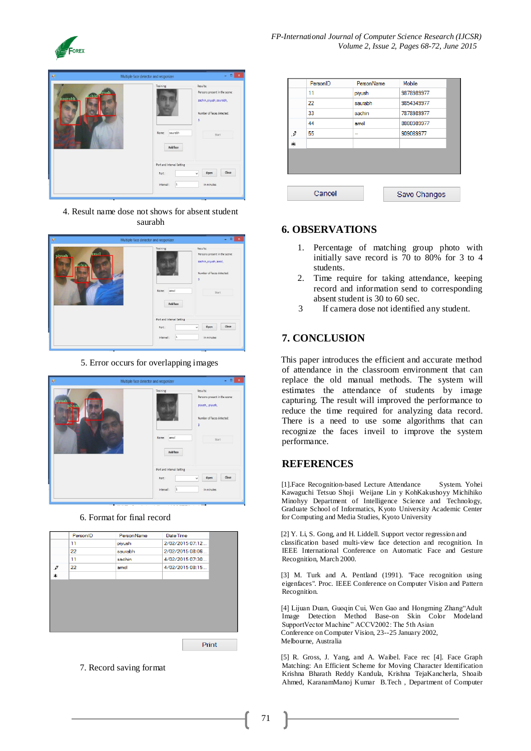4. Result name dose not shows for absent student saurabh

5. Error occurs for overlapping images

6. Format for final record

| PersonID | PersonName | DateTime |
|---|---|---|
| 11 | piyush | 2/02/2015 07:12... |
| 22 | saurabh | 2/02/2015 08:06... |
| 11 | sachin | 4/02/2015 07:30... |
| 22 | amol | 4/02/2015 08:15... |

Print

7. Record saving format

| PersonID | PersonName | Mobile |
|---|---|---|
| 11 | piyush | 9878989977 |
| 22 | saurabh | 9854349977 |
| 33 | sachin | 7878989977 |
| 44 | amol | 8080080077 |
| 55 | -- | 909089977 |

Cancel    Save Changes

## 6. OBSERVATIONS

1. Percentage of matching group photo with initially save record is 70 to 80% for 3 to 4 students.
2. Time require for taking attendance, keeping record and information send to corresponding absent student is 30 to 60 sec.
3. If camera dose not identified any student.

## 7. CONCLUSION

This paper introduces the efficient and accurate method of attendance in the classroom environment that can replace the old manual methods. The system will estimates the attendance of students by image capturing. The result will improved the performance to reduce the time required for analyzing data record. There is a need to use some algorithms that can recognize the faces inveil to improve the system performance.

## REFERENCES

[1].Face Recognition-based Lecture Attendance System. Yohei Kawaguchi Tetsuo Shoji Weijane Lin y KohKakushoyy Michihiko Minohyy Department of Intelligence Science and Technology, Graduate School of Informatics, Kyoto University Academic Center for Computing and Media Studies, Kyoto University

[2] Y. Li, S. Gong, and H. Liddell. Support vector regression and classification based multi-view face detection and recognition. In IEEE International Conference on Automatic Face and Gesture Recognition, March 2000.

[3] M. Turk and A. Pentland (1991). "Face recognition using eigenfaces". Proc. IEEE Conference on Computer Vision and Pattern Recognition.

[4] Lijuan Duan, Guoqin Cui, Wen Gao and Hongming Zhang"Adult Image Detection Method Base-on Skin Color Modeland SupportVector Machine" ACCV2002: The 5th Asian Conference on Computer Vision, 23--25 January 2002, Melbourne, Australia

[5] R. Gross, J. Yang, and A. Waibel. Face rec [4]. Face Graph Matching: An Efficient Scheme for Moving Character Identification Krishna Bharath Reddy Kandula, Krishna TejaKancherla, Shoaib Ahmed, KaranamManoj Kumar B.Tech , Department of Computer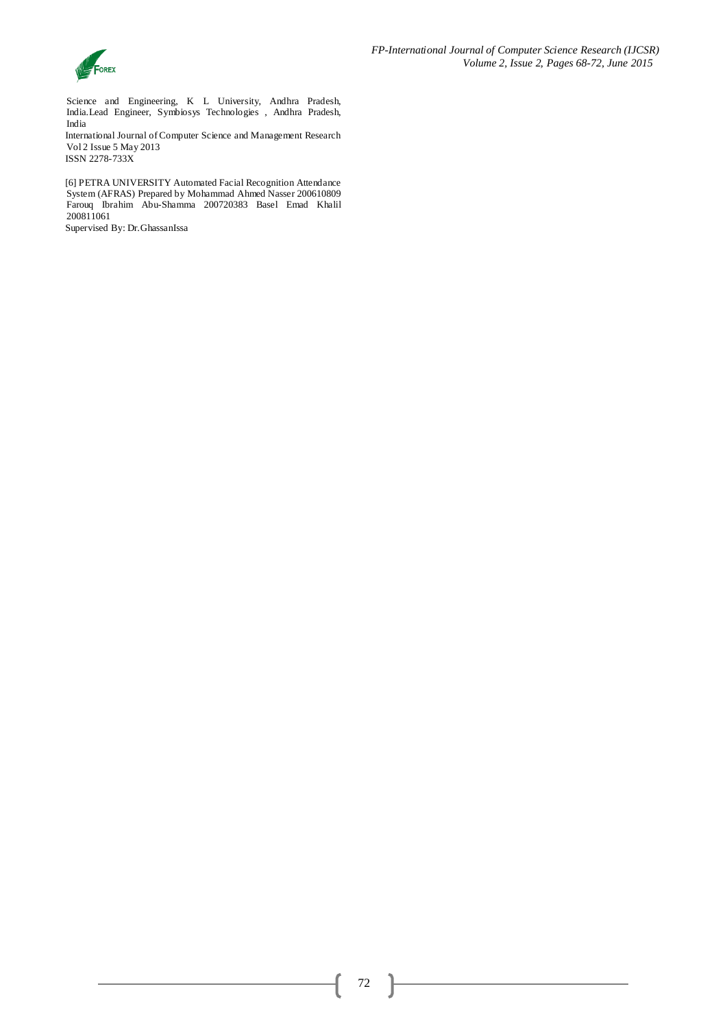Science and Engineering, K L University, Andhra Pradesh, India.Lead Engineer, Symbiosys Technologies , Andhra Pradesh, India
International Journal of Computer Science and Management Research Vol 2 Issue 5 May 2013
ISSN 2278-733X

[6] PETRA UNIVERSITY Automated Facial Recognition Attendance System (AFRAS) Prepared by Mohammad Ahmed Nasser 200610809 Farouq Ibrahim Abu-Shamma 200720383 Basel Emad Khalil 200811061
Supervised By: Dr.GhassanIssa